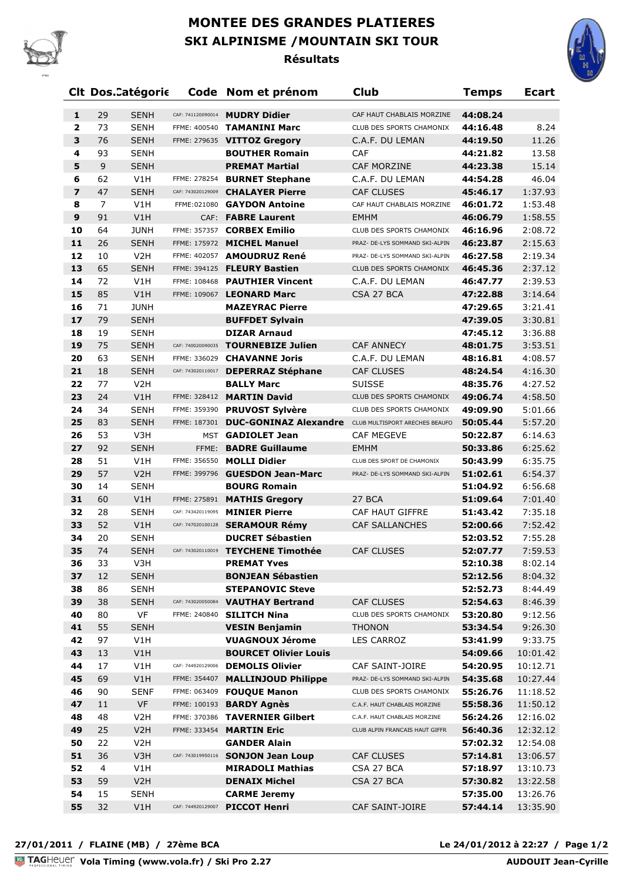# MONTEE DES GRANDES PLATIERES

## SKI ALPINISME /MOUNTAIN SKI TOUR

### Résultats

| Clt | Dos. | Catégorie | Code | Nom et prénom | Club | Temps | Ecart |
|---|---|---|---|---|---|---|---|
| 1 | 29 | SENH | CAF: 741120090014 | **MUDRY Didier** | CAF HAUT CHABLAIS MORZINE | 44:08.24 | |
| 2 | 73 | SENH | FFME: 400540 | **TAMANINI Marc** | CLUB DES SPORTS CHAMONIX | 44:16.48 | 8.24 |
| 3 | 76 | SENH | FFME: 279635 | **VITTOZ Gregory** | C.A.F. DU LEMAN | 44:19.50 | 11.26 |
| 4 | 93 | SENH | | **BOUTHER Romain** | CAF | 44:21.82 | 13.58 |
| 5 | 9 | SENH | | **PREMAT Martial** | CAF MORZINE | 44:23.38 | 15.14 |
| 6 | 62 | V1H | FFME: 278254 | **BURNET Stephane** | C.A.F. DU LEMAN | 44:54.28 | 46.04 |
| 7 | 47 | SENH | CAF: 743020129009 | **CHALAYER Pierre** | CAF CLUSES | 45:46.17 | 1:37.93 |
| 8 | 7 | V1H | FFME:021080 | **GAYDON Antoine** | CAF HAUT CHABLAIS MORZINE | 46:01.72 | 1:53.48 |
| 9 | 91 | V1H | CAF: | **FABRE Laurent** | EMHM | 46:06.79 | 1:58.55 |
| 10 | 64 | JUNH | FFME: 357357 | **CORBEX Emilio** | CLUB DES SPORTS CHAMONIX | 46:16.96 | 2:08.72 |
| 11 | 26 | SENH | FFME: 175972 | **MICHEL Manuel** | PRAZ- DE-LYS SOMMAND SKI-ALPIN | 46:23.87 | 2:15.63 |
| 12 | 10 | V2H | FFME: 402057 | **AMOUDRUZ René** | PRAZ- DE-LYS SOMMAND SKI-ALPIN | 46:27.58 | 2:19.34 |
| 13 | 65 | SENH | FFME: 394125 | **FLEURY Bastien** | CLUB DES SPORTS CHAMONIX | 46:45.36 | 2:37.12 |
| 14 | 72 | V1H | FFME: 108468 | **PAUTHIER Vincent** | C.A.F. DU LEMAN | 46:47.77 | 2:39.53 |
| 15 | 85 | V1H | FFME: 109067 | **LEONARD Marc** | CSA 27 BCA | 47:22.88 | 3:14.64 |
| 16 | 71 | JUNH | | **MAZEYRAC Pierre** | | 47:29.65 | 3:21.41 |
| 17 | 79 | SENH | | **BUFFDET Sylvain** | | 47:39.05 | 3:30.81 |
| 18 | 19 | SENH | | **DIZAR Arnaud** | | 47:45.12 | 3:36.88 |
| 19 | 75 | SENH | CAF: 740020090035 | **TOURNEBIZE Julien** | CAF ANNECY | 48:01.75 | 3:53.51 |
| 20 | 63 | SENH | FFME: 336029 | **CHAVANNE Joris** | C.A.F. DU LEMAN | 48:16.81 | 4:08.57 |
| 21 | 18 | SENH | CAF: 743020110017 | **DEPERRAZ Stéphane** | CAF CLUSES | 48:24.54 | 4:16.30 |
| 22 | 77 | V2H | | **BALLY Marc** | SUISSE | 48:35.76 | 4:27.52 |
| 23 | 24 | V1H | FFME: 328412 | **MARTIN David** | CLUB DES SPORTS CHAMONIX | 49:06.74 | 4:58.50 |
| 24 | 34 | SENH | FFME: 359390 | **PRUVOST Sylvère** | CLUB DES SPORTS CHAMONIX | 49:09.90 | 5:01.66 |
| 25 | 83 | SENH | FFME: 187301 | **DUC-GONINAZ Alexandre** | CLUB MULTISPORT ARECHES BEAUFO | 50:05.44 | 5:57.20 |
| 26 | 53 | V3H | MST | **GADIOLET Jean** | CAF MEGEVE | 50:22.87 | 6:14.63 |
| 27 | 92 | SENH | FFME: | **BADRE Guillaume** | EMHM | 50:33.86 | 6:25.62 |
| 28 | 51 | V1H | FFME: 356550 | **MOLLI Didier** | CLUB DES SPORT DE CHAMONIX | 50:43.99 | 6:35.75 |
| 29 | 57 | V2H | FFME: 399796 | **GUESDON Jean-Marc** | PRAZ- DE-LYS SOMMAND SKI-ALPIN | 51:02.61 | 6:54.37 |
| 30 | 14 | SENH | | **BOURG Romain** | | 51:04.92 | 6:56.68 |
| 31 | 60 | V1H | FFME: 275891 | **MATHIS Gregory** | 27 BCA | 51:09.64 | 7:01.40 |
| 32 | 28 | SENH | CAF: 743420119095 | **MINIER Pierre** | CAF HAUT GIFFRE | 51:43.42 | 7:35.18 |
| 33 | 52 | V1H | CAF: 747020100128 | **SERAMOUR Rémy** | CAF SALLANCHES | 52:00.66 | 7:52.42 |
| 34 | 20 | SENH | | **DUCRET Sébastien** | | 52:03.52 | 7:55.28 |
| 35 | 74 | SENH | CAF: 743020110019 | **TEYCHENE Timothée** | CAF CLUSES | 52:07.77 | 7:59.53 |
| 36 | 33 | V3H | | **PREMAT Yves** | | 52:10.38 | 8:02.14 |
| 37 | 12 | SENH | | **BONJEAN Sébastien** | | 52:12.56 | 8:04.32 |
| 38 | 86 | SENH | | **STEPANOVIC Steve** | | 52:52.73 | 8:44.49 |
| 39 | 38 | SENH | CAF: 743020050084 | **VAUTHAY Bertrand** | CAF CLUSES | 52:54.63 | 8:46.39 |
| 40 | 80 | VF | FFME: 240840 | **SILITCH Nina** | CLUB DES SPORTS CHAMONIX | 53:20.80 | 9:12.56 |
| 41 | 55 | SENH | | **VESIN Benjamin** | THONON | 53:34.54 | 9:26.30 |
| 42 | 97 | V1H | | **VUAGNOUX Jérome** | LES CARROZ | 53:41.99 | 9:33.75 |
| 43 | 13 | V1H | | **BOURCET Olivier Louis** | | 54:09.66 | 10:01.42 |
| 44 | 17 | V1H | CAF: 744920129006 | **DEMOLIS Olivier** | CAF SAINT-JOIRE | 54:20.95 | 10:12.71 |
| 45 | 69 | V1H | FFME: 354407 | **MALLINJOUD Philippe** | PRAZ- DE-LYS SOMMAND SKI-ALPIN | 54:35.68 | 10:27.44 |
| 46 | 90 | SENF | FFME: 063409 | **FOUQUE Manon** | CLUB DES SPORTS CHAMONIX | 55:26.76 | 11:18.52 |
| 47 | 11 | VF | FFME: 100193 | **BARDY Agnès** | C.A.F. HAUT CHABLAIS MORZINE | 55:58.36 | 11:50.12 |
| 48 | 48 | V2H | FFME: 370386 | **TAVERNIER Gilbert** | C.A.F. HAUT CHABLAIS MORZINE | 56:24.26 | 12:16.02 |
| 49 | 25 | V2H | FFME: 333454 | **MARTIN Eric** | CLUB ALPIN FRANCAIS HAUT GIFFR | 56:40.36 | 12:32.12 |
| 50 | 22 | V2H | | **GANDER Alain** | | 57:02.32 | 12:54.08 |
| 51 | 36 | V3H | CAF: 743019950116 | **SONJON Jean Loup** | CAF CLUSES | 57:14.81 | 13:06.57 |
| 52 | 4 | V1H | | **MIRADOLI Mathias** | CSA 27 BCA | 57:18.97 | 13:10.73 |
| 53 | 59 | V2H | | **DENAIX Michel** | CSA 27 BCA | 57:30.82 | 13:22.58 |
| 54 | 15 | SENH | | **CARME Jeremy** | | 57:35.00 | 13:26.76 |
| 55 | 32 | V1H | CAF: 744920129007 | **PICCOT Henri** | CAF SAINT-JOIRE | 57:44.14 | 13:35.90 |

**27/01/2011 / FLAINE (MB) / 27ème BCA** — **Le 24/01/2012 à 22:27**

TAGHeuer Vola Timing (www.vola.fr) / Ski Pro 2.27 — **AUDOUIT Jean-Cyrille**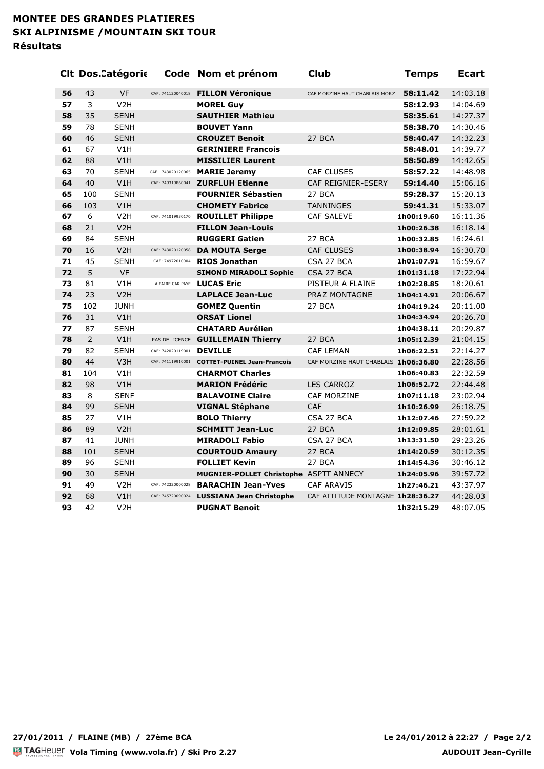# MONTEE DES GRANDES PLATIERES
# SKI ALPINISME /MOUNTAIN SKI TOUR
# Résultats

| Clt | Dos. | Catégorie | Code | Nom et prénom | Club | Temps | Ecart |
|---|---|---|---|---|---|---|---|
| 56 | 43 | VF | CAF: 741120040018 | **FILLON Véronique** | CAF MORZINE HAUT CHABLAIS MORZ | **58:11.42** | 14:03.18 |
| 57 | 3 | V2H | | **MOREL Guy** | | **58:12.93** | 14:04.69 |
| 58 | 35 | SENH | | **SAUTHIER Mathieu** | | **58:35.61** | 14:27.37 |
| 59 | 78 | SENH | | **BOUVET Yann** | | **58:38.70** | 14:30.46 |
| 60 | 46 | SENH | | **CROUZET Benoit** | 27 BCA | **58:40.47** | 14:32.23 |
| 61 | 67 | V1H | | **GERINIERE Francois** | | **58:48.01** | 14:39.77 |
| 62 | 88 | V1H | | **MISSILIER Laurent** | | **58:50.89** | 14:42.65 |
| 63 | 70 | SENH | CAF: 743020120065 | **MARIE Jeremy** | CAF CLUSES | **58:57.22** | 14:48.98 |
| 64 | 40 | V1H | CAF: 749319860041 | **ZURFLUH Etienne** | CAF REIGNIER-ESERY | **59:14.40** | 15:06.16 |
| 65 | 100 | SENH | | **FOURNIER Sébastien** | 27 BCA | **59:28.37** | 15:20.13 |
| 66 | 103 | V1H | | **CHOMETY Fabrice** | TANNINGES | **59:41.31** | 15:33.07 |
| 67 | 6 | V2H | CAF: 741019930170 | **ROUILLET Philippe** | CAF SALEVE | **1h00:19.60** | 16:11.36 |
| 68 | 21 | V2H | | **FILLON Jean-Louis** | | **1h00:26.38** | 16:18.14 |
| 69 | 84 | SENH | | **RUGGERI Gatien** | 27 BCA | **1h00:32.85** | 16:24.61 |
| 70 | 16 | V2H | CAF: 743020120058 | **DA MOUTA Serge** | CAF CLUSES | **1h00:38.94** | 16:30.70 |
| 71 | 45 | SENH | CAF: 74972010004 | **RIOS Jonathan** | CSA 27 BCA | **1h01:07.91** | 16:59.67 |
| 72 | 5 | VF | | **SIMOND MIRADOLI Sophie** | CSA 27 BCA | **1h01:31.18** | 17:22.94 |
| 73 | 81 | V1H | A FAIRE CAR PAYE | **LUCAS Eric** | PISTEUR A FLAINE | **1h02:28.85** | 18:20.61 |
| 74 | 23 | V2H | | **LAPLACE Jean-Luc** | PRAZ MONTAGNE | **1h04:14.91** | 20:06.67 |
| 75 | 102 | JUNH | | **GOMEZ Quentin** | 27 BCA | **1h04:19.24** | 20:11.00 |
| 76 | 31 | V1H | | **ORSAT Lionel** | | **1h04:34.94** | 20:26.70 |
| 77 | 87 | SENH | | **CHATARD Aurélien** | | **1h04:38.11** | 20:29.87 |
| 78 | 2 | V1H | PAS DE LICENCE | **GUILLEMAIN Thierry** | 27 BCA | **1h05:12.39** | 21:04.15 |
| 79 | 82 | SENH | CAF: 742020119001 | **DEVILLE** | CAF LEMAN | **1h06:22.51** | 22:14.27 |
| 80 | 44 | V3H | CAF: 741119910001 | **COTTET-PUINEL Jean-Francois** | CAF MORZINE HAUT CHABLAIS | **1h06:36.80** | 22:28.56 |
| 81 | 104 | V1H | | **CHARMOT Charles** | | **1h06:40.83** | 22:32.59 |
| 82 | 98 | V1H | | **MARION Frédéric** | LES CARROZ | **1h06:52.72** | 22:44.48 |
| 83 | 8 | SENF | | **BALAVOINE Claire** | CAF MORZINE | **1h07:11.18** | 23:02.94 |
| 84 | 99 | SENH | | **VIGNAL Stéphane** | CAF | **1h10:26.99** | 26:18.75 |
| 85 | 27 | V1H | | **BOLO Thierry** | CSA 27 BCA | **1h12:07.46** | 27:59.22 |
| 86 | 89 | V2H | | **SCHMITT Jean-Luc** | 27 BCA | **1h12:09.85** | 28:01.61 |
| 87 | 41 | JUNH | | **MIRADOLI Fabio** | CSA 27 BCA | **1h13:31.50** | 29:23.26 |
| 88 | 101 | SENH | | **COURTOUD Amaury** | 27 BCA | **1h14:20.59** | 30:12.35 |
| 89 | 96 | SENH | | **FOLLIET Kevin** | 27 BCA | **1h14:54.36** | 30:46.12 |
| 90 | 30 | SENH | | **MUGNIER-POLLET Christophe** | ASPTT ANNECY | **1h24:05.96** | 39:57.72 |
| 91 | 49 | V2H | CAF: 742320000028 | **BARACHIN Jean-Yves** | CAF ARAVIS | **1h27:46.21** | 43:37.97 |
| 92 | 68 | V1H | CAF: 745720090024 | **LUSSIANA Jean Christophe** | CAF ATTITUDE MONTAGNE | **1h28:36.27** | 44:28.03 |
| 93 | 42 | V2H | | **PUGNAT Benoit** | | **1h32:15.29** | 48:07.05 |

**27/01/2011 / FLAINE (MB) / 27ème BCA** — **Le 24/01/2012 à 22:27**

TAGHeuer **Vola Timing (www.vola.fr) / Ski Pro 2.27** — **AUDOUIT Jean-Cyrille**